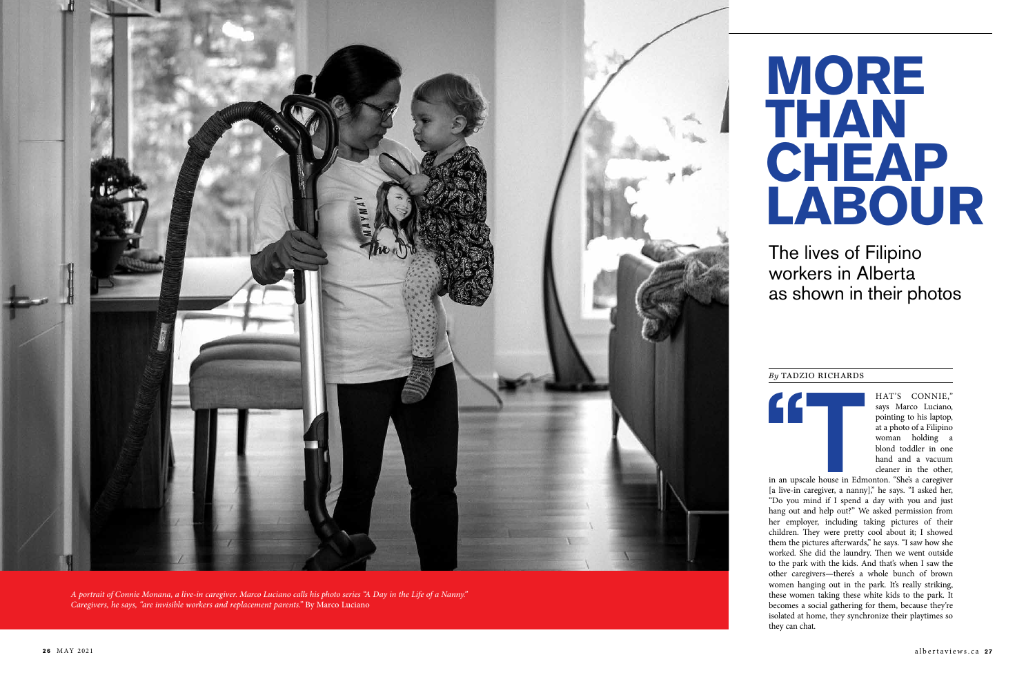# MORE THAN CHEAP LABOUR

## The lives of Filipino workers in Alberta as shown in their photos

*By* TADZIO RICHARDS

"THAT'S CONNIE," says Marco Luciano, pointing to his laptop, at a photo of a Filipino woman holding a blond toddler in one hand and a vacuum cleaner in the other, in an upscale house in Edmonton. "She's a caregiver [a live-in caregiver, a nanny]," he says. "I asked her, "Do you mind if I spend a day with you and just hang out and help out?" We asked permission from her employer, including taking pictures of their children. They were pretty cool about it; I showed them the pictures afterwards," he says. "I saw how she worked. She did the laundry. Then we went outside to the park with the kids. And that's when I saw the other caregivers—there's a whole bunch of brown women hanging out in the park. It's really striking, these women taking these white kids to the park. It becomes a social gathering for them, because they're isolated at home, they synchronize their playtimes so they can chat.

*A portrait of Connie Monana, a live-in caregiver. Marco Luciano calls his photo series "A Day in the Life of a Nanny." Caregivers, he says, "are invisible workers and replacement parents."* By Marco Luciano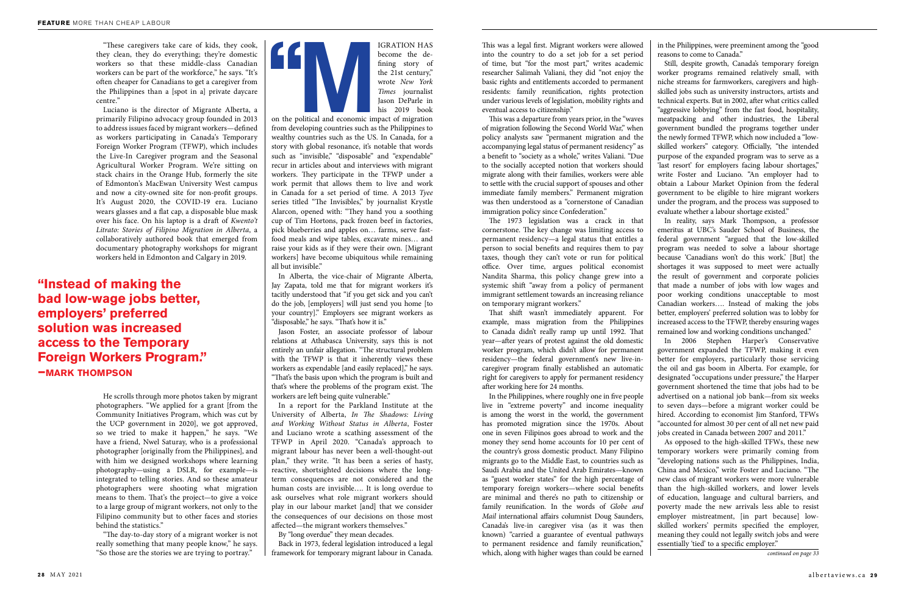"These caregivers take care of kids, they cook, they clean, they do everything; they're domestic workers so that these middle-class Canadian workers can be part of the workforce," he says. "It's often cheaper for Canadians to get a caregiver from the Philippines than a [spot in a] private daycare centre."

Luciano is the director of Migrante Alberta, a primarily Filipino advocacy group founded in 2013 to address issues faced by migrant workers—defined as workers participating in Canada's Temporary Foreign Worker Program (TFWP), which includes the Live-In Caregiver program and the Seasonal Agricultural Worker Program. We're sitting on stack chairs in the Orange Hub, formerly the site of Edmonton's MacEwan University West campus and now a city-owned site for non-profit groups. It's August 2020, the COVID-19 era. Luciano wears glasses and a flat cap, a disposable blue mask over his face. On his laptop is a draft of *Kwento't Litrato: Stories of Filipino Migration in Alberta*, a collaboratively authored book that emerged from documentary photography workshops for migrant workers held in Edmonton and Calgary in 2019.

> **"Instead of making the bad low-wage jobs better, employers' preferred solution was increased access to the Temporary Foreign Workers Program."**
> **—MARK THOMPSON**

He scrolls through more photos taken by migrant photographers. "We applied for a grant [from the Community Initiatives Program, which was cut by the UCP government in 2020], we got approved, so we tried to make it happen," he says. "We have a friend, Nwel Saturay, who is a professional photographer [originally from the Philippines], and with him we designed workshops where learning photography—using a DSLR, for example—is integrated to telling stories. And so these amateur photographers were shooting what migration means to them. That's the project—to give a voice to a large group of migrant workers, not only to the Filipino community but to other faces and stories behind the statistics."

"The day-to-day story of a migrant worker is not really something that many people know," he says. "So those are the stories we are trying to portray."

"MIGRATION HAS become the defining story of the 21st century," wrote *New York Times* journalist Jason DeParle in his 2019 book on the political and economic impact of migration from developing countries such as the Philippines to wealthy countries such as the US. In Canada, for a story with global resonance, it's notable that words such as "invisible," "disposable" and "expendable" recur in articles about and interviews with migrant workers. They participate in the TFWP under a work permit that allows them to live and work in Canada for a set period of time. A 2013 *Tyee* series titled "The Invisibles," by journalist Krystle Alarcon, opened with: "They hand you a soothing cup of Tim Hortons, pack frozen beef in factories, pick blueberries and apples on… farms, serve fast-food meals and wipe tables, excavate mines… and raise your kids as if they were their own. [Migrant workers] have become ubiquitous while remaining all but invisible."

In Alberta, the vice-chair of Migrante Alberta, Jay Zapata, told me that for migrant workers it's tacitly understood that "if you get sick and you can't do the job, [employers] will just send you home [to your country]." Employers see migrant workers as "disposable," he says. "That's how it is."

Jason Foster, an associate professor of labour relations at Athabasca University, says this is not entirely an unfair allegation. "The structural problem with the TFWP is that it inherently views these workers as expendable [and easily replaced]," he says. "That's the basis upon which the program is built and that's where the problems of the program exist. The workers are left being quite vulnerable."

In a report for the Parkland Institute at the University of Alberta, *In The Shadows: Living and Working Without Status in Alberta*, Foster and Luciano wrote a scathing assessment of the TFWP in April 2020. "Canada's approach to migrant labour has never been a well-thought-out plan," they write. "It has been a series of hasty, reactive, shortsighted decisions where the long-term consequences are not considered and the human costs are invisible…. It is long overdue to ask ourselves what role migrant workers should play in our labour market [and] that we consider the consequences of our decisions on those most affected—the migrant workers themselves."

By "long overdue" they mean decades.

Back in 1973, federal legislation introduced a legal framework for temporary migrant labour in Canada. This was a legal first. Migrant workers were allowed into the country to do a set job for a set period of time, but "for the most part," writes academic researcher Salimah Valiani, they did "not enjoy the basic rights and entitlements accorded to permanent residents: family reunification, rights protection under various levels of legislation, mobility rights and eventual access to citizenship."

This was a departure from years prior, in the "waves of migration following the Second World War," when policy analysts saw "permanent migration and the accompanying legal status of permanent residency" as a benefit to "society as a whole," writes Valiani. "Due to the socially accepted notion that workers should migrate along with their families, workers were able to settle with the crucial support of spouses and other immediate family members." Permanent migration was then understood as a "cornerstone of Canadian immigration policy since Confederation."

The 1973 legislation was a crack in that cornerstone. The key change was limiting access to permanent residency—a legal status that entitles a person to social benefits and requires them to pay taxes, though they can't vote or run for political office. Over time, argues political economist Nandita Sharma, this policy change grew into a systemic shift "away from a policy of permanent immigrant settlement towards an increasing reliance on temporary migrant workers."

That shift wasn't immediately apparent. For example, mass migration from the Philippines to Canada didn't really ramp up until 1992. That year—after years of protest against the old domestic worker program, which didn't allow for permanent residency—the federal government's new live-in-caregiver program finally established an automatic right for caregivers to apply for permanent residency after working here for 24 months.

In the Philippines, where roughly one in five people live in "extreme poverty" and income inequality is among the worst in the world, the government has promoted migration since the 1970s. About one in seven Filipinos goes abroad to work and the money they send home accounts for 10 per cent of the country's gross domestic product. Many Filipino migrants go to the Middle East, to countries such as Saudi Arabia and the United Arab Emirates—known as "guest worker states" for the high percentage of temporary foreign workers—where social benefits are minimal and there's no path to citizenship or family reunification. In the words of *Globe and Mail* international affairs columnist Doug Saunders, Canada's live-in caregiver visa (as it was then known) "carried a guarantee of eventual pathways to permanent residence and family reunification," which, along with higher wages than could be earned in the Philippines, were preeminent among the "good reasons to come to Canada."

Still, despite growth, Canada's temporary foreign worker programs remained relatively small, with niche streams for farmworkers, caregivers and high-skilled jobs such as university instructors, artists and technical experts. But in 2002, after what critics called "aggressive lobbying" from the fast food, hospitality, meatpacking and other industries, the Liberal government bundled the programs together under the newly formed TFWP, which now included a "low-skilled workers" category. Officially, "the intended purpose of the expanded program was to serve as a 'last resort' for employers facing labour shortages," write Foster and Luciano. "An employer had to obtain a Labour Market Opinion from the federal government to be eligible to hire migrant workers under the program, and the process was supposed to evaluate whether a labour shortage existed."

In reality, says Mark Thompson, a professor emeritus at UBC's Sauder School of Business, the federal government "argued that the low-skilled program was needed to solve a labour shortage because 'Canadians won't do this work.' [But] the shortages it was supposed to meet were actually the result of government and corporate policies that made a number of jobs with low wages and poor working conditions unacceptable to most Canadian workers…. Instead of making the jobs better, employers' preferred solution was to lobby for increased access to the TFWP, thereby ensuring wages remained low and working conditions unchanged."

In 2006 Stephen Harper's Conservative government expanded the TFWP, making it even better for employers, particularly those servicing the oil and gas boom in Alberta. For example, for designated "occupations under pressure," the Harper government shortened the time that jobs had to be advertised on a national job bank—from six weeks to seven days—before a migrant worker could be hired. According to economist Jim Stanford, TFWs "accounted for almost 30 per cent of all net new paid jobs created in Canada between 2007 and 2011."

As opposed to the high-skilled TFWs, these new temporary workers were primarily coming from "developing nations such as the Philippines, India, China and Mexico," write Foster and Luciano. "The new class of migrant workers were more vulnerable than the high-skilled workers, and lower levels of education, language and cultural barriers, and poverty made the new arrivals less able to resist employer mistreatment, [in part because] low-skilled workers' permits specified the employer, meaning they could not legally switch jobs and were essentially 'tied' to a specific employer."

*continued on page 33*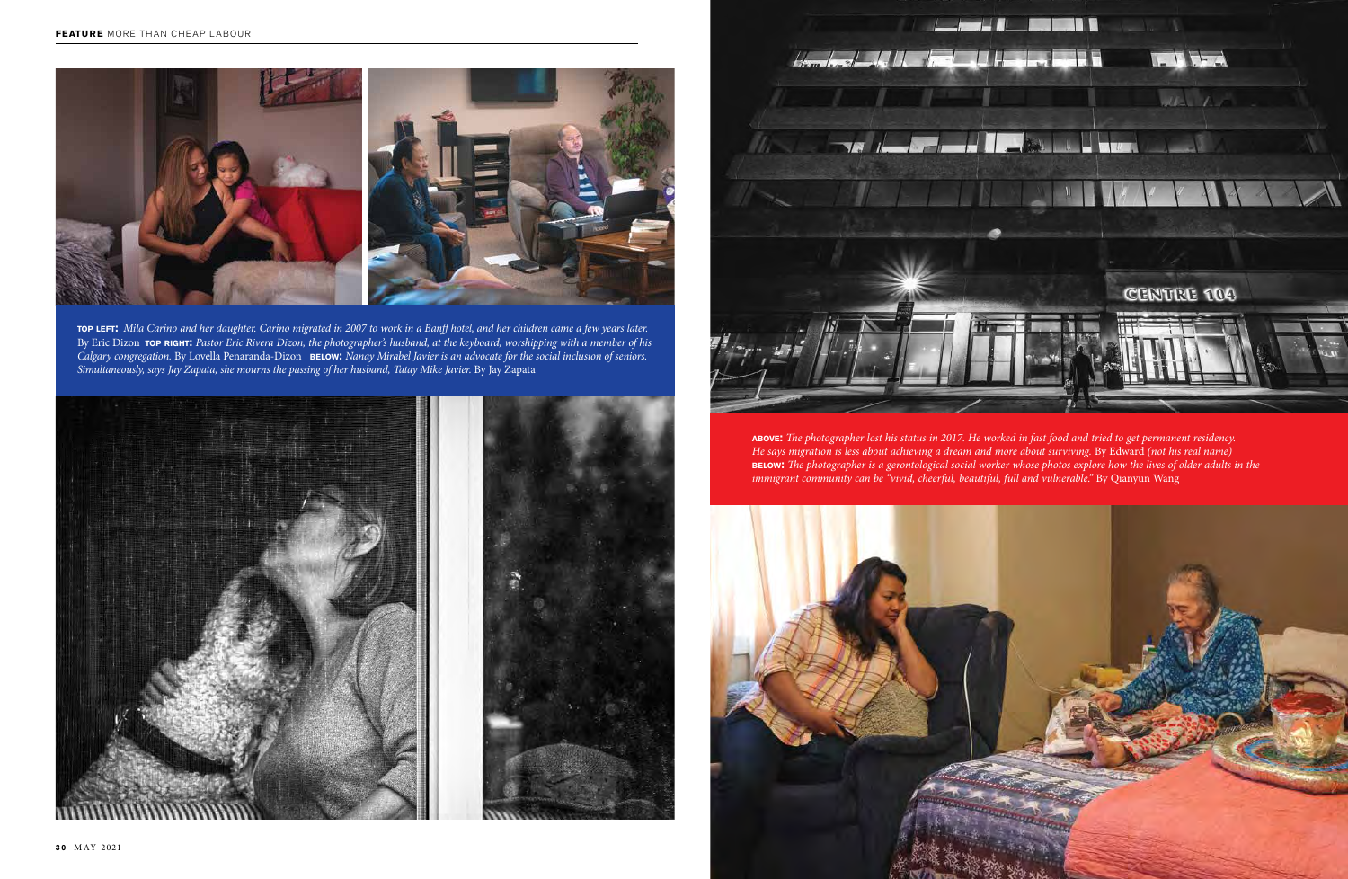**TOP LEFT:** *Mila Carino and her daughter. Carino migrated in 2007 to work in a Banff hotel, and her children came a few years later.* By Eric Dizon **TOP RIGHT:** *Pastor Eric Rivera Dizon, the photographer's husband, at the keyboard, worshipping with a member of his Calgary congregation.* By Lovella Penaranda-Dizon **BELOW:** *Nanay Mirabel Javier is an advocate for the social inclusion of seniors. Simultaneously, says Jay Zapata, she mourns the passing of her husband, Tatay Mike Javier.* By Jay Zapata

**ABOVE:** *The photographer lost his status in 2017. He worked in fast food and tried to get permanent residency. He says migration is less about achieving a dream and more about surviving.* By Edward *(not his real name)*
**BELOW:** *The photographer is a gerontological social worker whose photos explore how the lives of older adults in the immigrant community can be "vivid, cheerful, beautiful, full and vulnerable."* By Qianyun Wang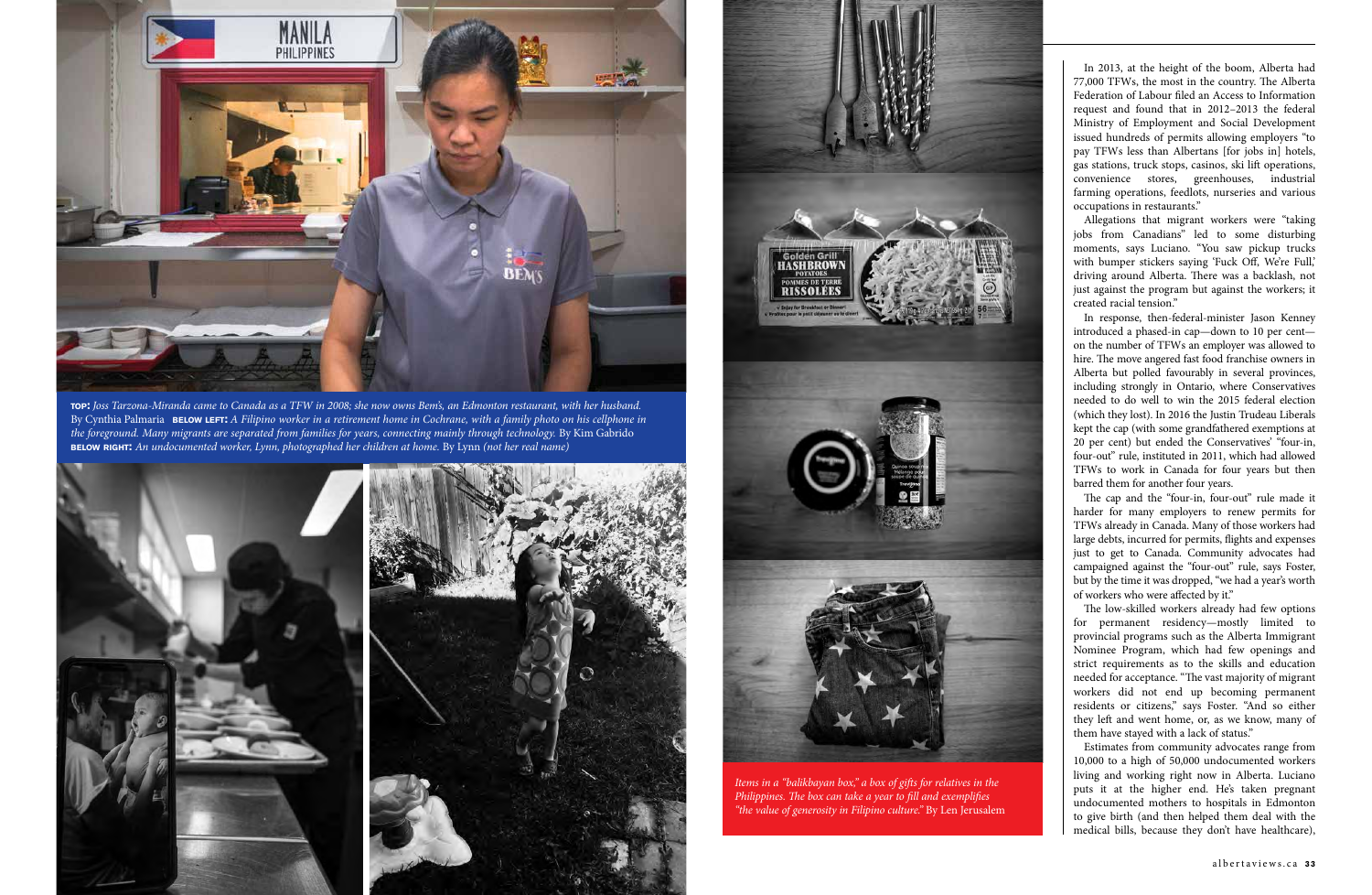**TOP:** *Joss Tarzona-Miranda came to Canada as a TFW in 2008; she now owns Bem's, an Edmonton restaurant, with her husband.* By Cynthia Palmaria **BELOW LEFT:** *A Filipino worker in a retirement home in Cochrane, with a family photo on his cellphone in the foreground. Many migrants are separated from families for years, connecting mainly through technology.* By Kim Gabrido **BELOW RIGHT:** *An undocumented worker, Lynn, photographed her children at home.* By Lynn *(not her real name)*

*Items in a "balikbayan box," a box of gifts for relatives in the Philippines. The box can take a year to fill and exemplifies "the value of generosity in Filipino culture."* By Len Jerusalem

In 2013, at the height of the boom, Alberta had 77,000 TFWs, the most in the country. The Alberta Federation of Labour filed an Access to Information request and found that in 2012–2013 the federal Ministry of Employment and Social Development issued hundreds of permits allowing employers "to pay TFWs less than Albertans [for jobs in] hotels, gas stations, truck stops, casinos, ski lift operations, convenience stores, greenhouses, industrial farming operations, feedlots, nurseries and various occupations in restaurants."

Allegations that migrant workers were "taking jobs from Canadians" led to some disturbing moments, says Luciano. "You saw pickup trucks with bumper stickers saying 'Fuck Off, We're Full,' driving around Alberta. There was a backlash, not just against the program but against the workers; it created racial tension."

In response, then-federal-minister Jason Kenney introduced a phased-in cap—down to 10 per cent—on the number of TFWs an employer was allowed to hire. The move angered fast food franchise owners in Alberta but polled favourably in several provinces, including strongly in Ontario, where Conservatives needed to do well to win the 2015 federal election (which they lost). In 2016 the Justin Trudeau Liberals kept the cap (with some grandfathered exemptions at 20 per cent) but ended the Conservatives' "four-in, four-out" rule, instituted in 2011, which had allowed TFWs to work in Canada for four years but then barred them for another four years.

The cap and the "four-in, four-out" rule made it harder for many employers to renew permits for TFWs already in Canada. Many of those workers had large debts, incurred for permits, flights and expenses just to get to Canada. Community advocates had campaigned against the "four-out" rule, says Foster, but by the time it was dropped, "we had a year's worth of workers who were affected by it."

The low-skilled workers already had few options for permanent residency—mostly limited to provincial programs such as the Alberta Immigrant Nominee Program, which had few openings and strict requirements as to the skills and education needed for acceptance. "The vast majority of migrant workers did not end up becoming permanent residents or citizens," says Foster. "And so either they left and went home, or, as we know, many of them have stayed with a lack of status."

Estimates from community advocates range from 10,000 to a high of 50,000 undocumented workers living and working right now in Alberta. Luciano puts it at the higher end. He's taken pregnant undocumented mothers to hospitals in Edmonton to give birth (and then helped them deal with the medical bills, because they don't have healthcare),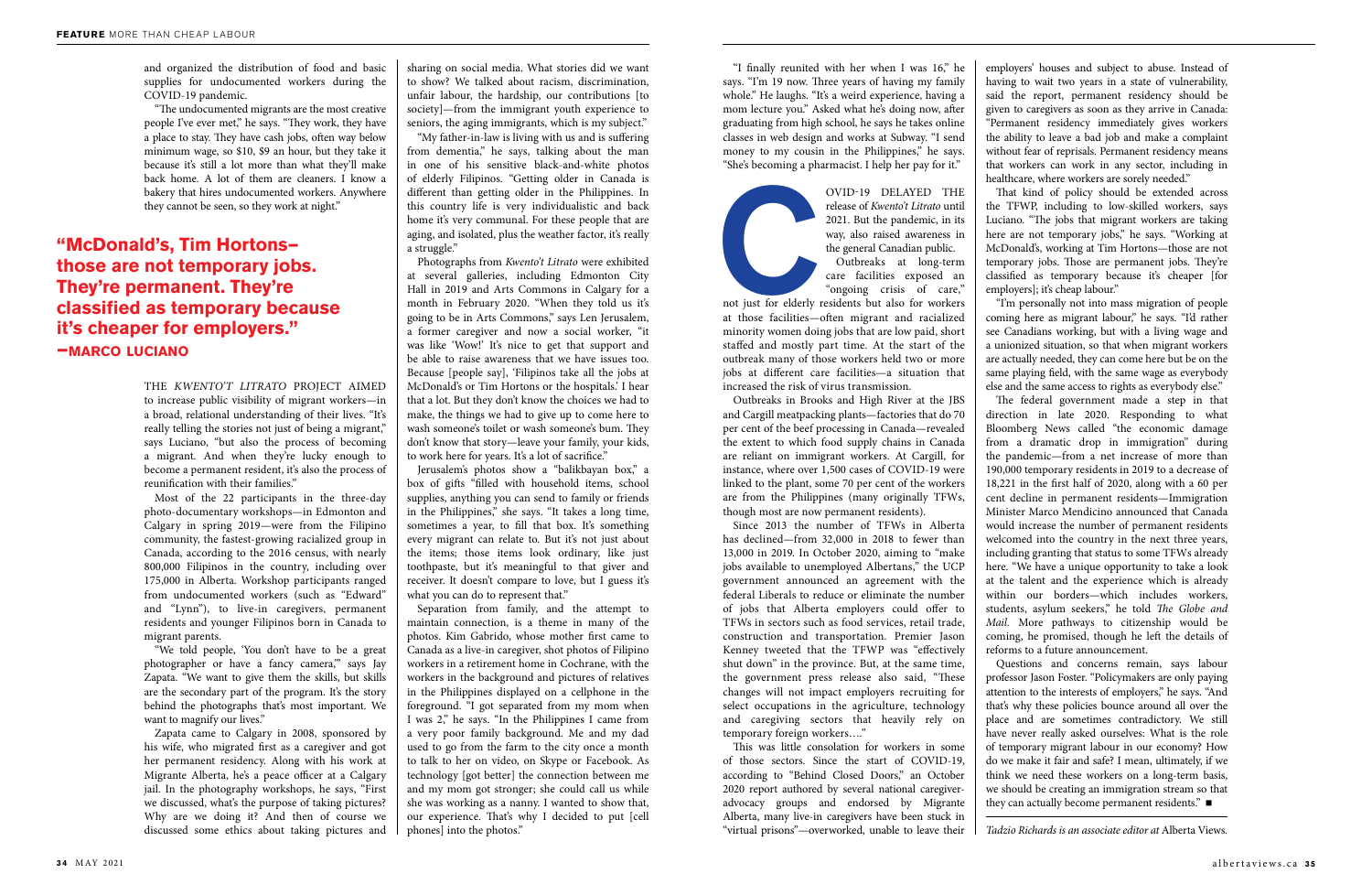and organized the distribution of food and basic supplies for undocumented workers during the COVID-19 pandemic.

"The undocumented migrants are the most creative people I've ever met," he says. "They work, they have a place to stay. They have cash jobs, often way below minimum wage, so $10, $9 an hour, but they take it because it's still a lot more than what they'll make back home. A lot of them are cleaners. I know a bakery that hires undocumented workers. Anywhere they cannot be seen, so they work at night."

> **"McDonald's, Tim Hortons–those are not temporary jobs. They're permanent. They're classified as temporary because it's cheaper for employers." —MARCO LUCIANO**

THE *KWENTO'T LITRATO* PROJECT AIMED to increase public visibility of migrant workers—in a broad, relational understanding of their lives. "It's really telling the stories not just of being a migrant," says Luciano, "but also the process of becoming a migrant. And when they're lucky enough to become a permanent resident, it's also the process of reunification with their families."

Most of the 22 participants in the three-day photo-documentary workshops—in Edmonton and Calgary in spring 2019—were from the Filipino community, the fastest-growing racialized group in Canada, according to the 2016 census, with nearly 800,000 Filipinos in the country, including over 175,000 in Alberta. Workshop participants ranged from undocumented workers (such as "Edward" and "Lynn"), to live-in caregivers, permanent residents and younger Filipinos born in Canada to migrant parents.

"We told people, 'You don't have to be a great photographer or have a fancy camera,'" says Jay Zapata. "We want to give them the skills, but skills are the secondary part of the program. It's the story behind the photographs that's most important. We want to magnify our lives."

Zapata came to Calgary in 2008, sponsored by his wife, who migrated first as a caregiver and got her permanent residency. Along with his work at Migrante Alberta, he's a peace officer at a Calgary jail. In the photography workshops, he says, "First we discussed, what's the purpose of taking pictures? Why are we doing it? And then of course we discussed some ethics about taking pictures and sharing on social media. What stories did we want to show? We talked about racism, discrimination, unfair labour, the hardship, our contributions [to society]—from the immigrant youth experience to seniors, the aging immigrants, which is my subject."

"My father-in-law is living with us and is suffering from dementia," he says, talking about the man in one of his sensitive black-and-white photos of elderly Filipinos. "Getting older in Canada is different than getting older in the Philippines. In this country life is very individualistic and back home it's very communal. For these people that are aging, and isolated, plus the weather factor, it's really a struggle."

Photographs from *Kwento't Litrato* were exhibited at several galleries, including Edmonton City Hall in 2019 and Arts Commons in Calgary for a month in February 2020. "When they told us it's going to be in Arts Commons," says Len Jerusalem, a former caregiver and now a social worker, "it was like 'Wow!' It's nice to get that support and be able to raise awareness that we have issues too. Because [people say], 'Filipinos take all the jobs at McDonald's or Tim Hortons or the hospitals.' I hear that a lot. But they don't know the choices we had to make, the things we had to give up to come here to wash someone's toilet or wash someone's bum. They don't know that story—leave your family, your kids, to work here for years. It's a lot of sacrifice."

Jerusalem's photos show a "balikbayan box," a box of gifts "filled with household items, school supplies, anything you can send to family or friends in the Philippines," she says. "It takes a long time, sometimes a year, to fill that box. It's something every migrant can relate to. But it's not just about the items; those items look ordinary, like just toothpaste, but it's meaningful to that giver and receiver. It doesn't compare to love, but I guess it's what you can do to represent that."

Separation from family, and the attempt to maintain connection, is a theme in many of the photos. Kim Gabrido, whose mother first came to Canada as a live-in caregiver, shot photos of Filipino workers in a retirement home in Cochrane, with the workers in the background and pictures of relatives in the Philippines displayed on a cellphone in the foreground. "I got separated from my mom when I was 2," he says. "In the Philippines I came from a very poor family background. Me and my dad used to go from the farm to the city once a month to talk to her on video, on Skype or Facebook. As technology [got better] the connection between me and my mom got stronger; she could call us while she was working as a nanny. I wanted to show that, our experience. That's why I decided to put [cell phones] into the photos."

"I finally reunited with her when I was 16," he says. "I'm 19 now. Three years of having my family whole." He laughs. "It's a weird experience, having a mom lecture you." Asked what he's doing now, after graduating from high school, he says he takes online classes in web design and works at Subway. "I send money to my cousin in the Philippines," he says. "She's becoming a pharmacist. I help her pay for it."

COVID-19 DELAYED THE release of *Kwento't Litrato* until 2021. But the pandemic, in its way, also raised awareness in the general Canadian public.

Outbreaks at long-term care facilities exposed an "ongoing crisis of care," not just for elderly residents but also for workers at those facilities—often migrant and racialized minority women doing jobs that are low paid, short staffed and mostly part time. At the start of the outbreak many of those workers held two or more jobs at different care facilities—a situation that increased the risk of virus transmission.

Outbreaks in Brooks and High River at the JBS and Cargill meatpacking plants—factories that do 70 per cent of the beef processing in Canada—revealed the extent to which food supply chains in Canada are reliant on immigrant workers. At Cargill, for instance, where over 1,500 cases of COVID-19 were linked to the plant, some 70 per cent of the workers are from the Philippines (many originally TFWs, though most are now permanent residents).

Since 2013 the number of TFWs in Alberta has declined—from 32,000 in 2018 to fewer than 13,000 in 2019. In October 2020, aiming to "make jobs available to unemployed Albertans," the UCP government announced an agreement with the federal Liberals to reduce or eliminate the number of jobs that Alberta employers could offer to TFWs in sectors such as food services, retail trade, construction and transportation. Premier Jason Kenney tweeted that the TFWP was "effectively shut down" in the province. But, at the same time, the government press release also said, "These changes will not impact employers recruiting for select occupations in the agriculture, technology and caregiving sectors that heavily rely on temporary foreign workers…."

This was little consolation for workers in some of those sectors. Since the start of COVID-19, according to "Behind Closed Doors," an October 2020 report authored by several national caregiver-advocacy groups and endorsed by Migrante Alberta, many live-in caregivers have been stuck in "virtual prisons"—overworked, unable to leave their employers' houses and subject to abuse. Instead of having to wait two years in a state of vulnerability, said the report, permanent residency should be given to caregivers as soon as they arrive in Canada: "Permanent residency immediately gives workers the ability to leave a bad job and make a complaint without fear of reprisals. Permanent residency means that workers can work in any sector, including in healthcare, where workers are sorely needed."

That kind of policy should be extended across the TFWP, including to low-skilled workers, says Luciano. "The jobs that migrant workers are taking here are not temporary jobs," he says. "Working at McDonald's, working at Tim Hortons—those are not temporary jobs. Those are permanent jobs. They're classified as temporary because it's cheaper [for employers]; it's cheap labour."

"I'm personally not into mass migration of people coming here as migrant labour," he says. "I'd rather see Canadians working, but with a living wage and a unionized situation, so that when migrant workers are actually needed, they can come here but be on the same playing field, with the same wage as everybody else and the same access to rights as everybody else."

The federal government made a step in that direction in late 2020. Responding to what Bloomberg News called "the economic damage from a dramatic drop in immigration" during the pandemic—from a net increase of more than 190,000 temporary residents in 2019 to a decrease of 18,221 in the first half of 2020, along with a 60 per cent decline in permanent residents—Immigration Minister Marco Mendicino announced that Canada would increase the number of permanent residents welcomed into the country in the next three years, including granting that status to some TFWs already here. "We have a unique opportunity to take a look at the talent and the experience which is already within our borders—which includes workers, students, asylum seekers," he told *The Globe and Mail*. More pathways to citizenship would be coming, he promised, though he left the details of reforms to a future announcement.

Questions and concerns remain, says labour professor Jason Foster. "Policymakers are only paying attention to the interests of employers," he says. "And that's why these policies bounce around all over the place and are sometimes contradictory. We still have never really asked ourselves: What is the role of temporary migrant labour in our economy? How do we make it fair and safe? I mean, ultimately, if we think we need these workers on a long-term basis, we should be creating an immigration stream so that they can actually become permanent residents." ■

*Tadzio Richards is an associate editor at* Alberta Views.